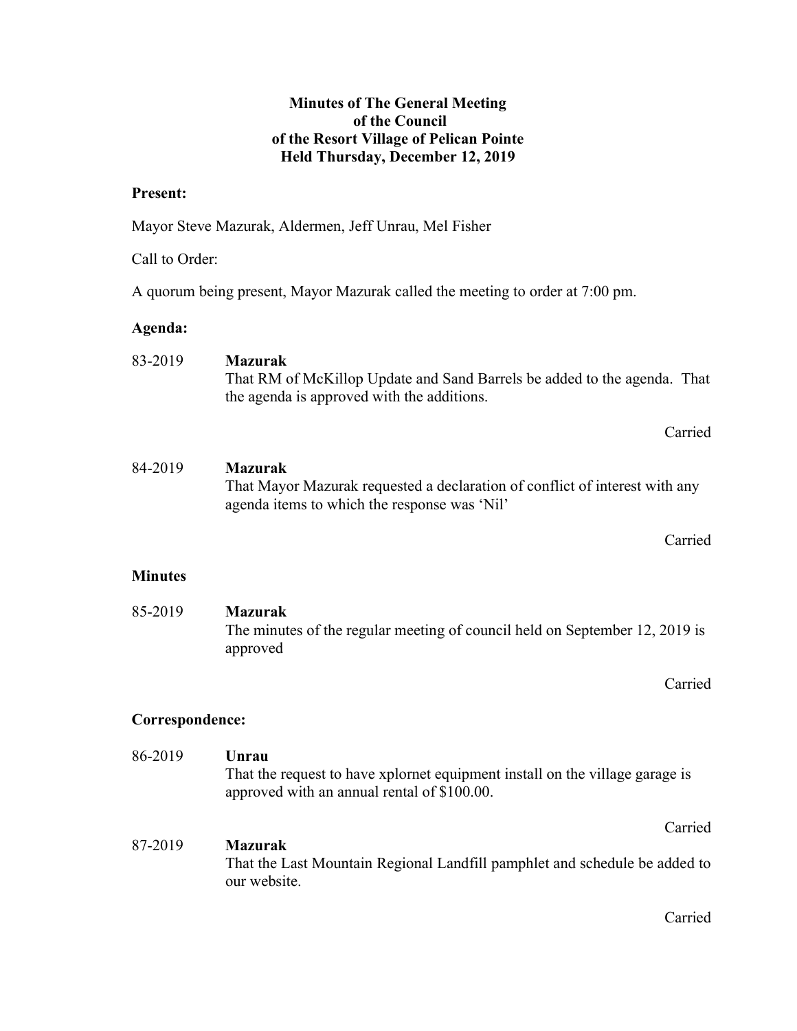**Minutes of The General Meeting of the Council of the Resort Village of Pelican Pointe Held Thursday, December 12, 2019**

**Present:**

Mayor Steve Mazurak, Aldermen, Jeff Unrau, Mel Fisher

Call to Order:

A quorum being present, Mayor Mazurak called the meeting to order at 7:00 pm.

**Agenda:**

83-2019 **Mazurak**
That RM of McKillop Update and Sand Barrels be added to the agenda. That the agenda is approved with the additions.

Carried

84-2019 **Mazurak**
That Mayor Mazurak requested a declaration of conflict of interest with any agenda items to which the response was 'Nil'

Carried

**Minutes**

85-2019 **Mazurak**
The minutes of the regular meeting of council held on September 12, 2019 is approved

Carried

**Correspondence:**

86-2019 **Unrau**
That the request to have xplornet equipment install on the village garage is approved with an annual rental of $100.00.

Carried

87-2019 **Mazurak**
That the Last Mountain Regional Landfill pamphlet and schedule be added to our website.

Carried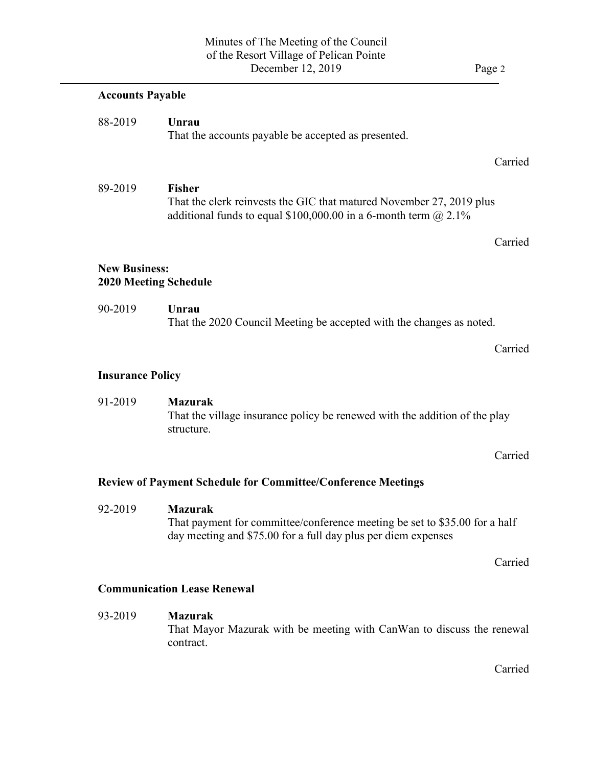**Accounts Payable**

88-2019 **Unrau**
That the accounts payable be accepted as presented.

Carried

89-2019 **Fisher**
That the clerk reinvests the GIC that matured November 27, 2019 plus additional funds to equal $100,000.00 in a 6-month term @ 2.1%

Carried

**New Business:**
**2020 Meeting Schedule**

90-2019 **Unrau**
That the 2020 Council Meeting be accepted with the changes as noted.

Carried

**Insurance Policy**

91-2019 **Mazurak**
That the village insurance policy be renewed with the addition of the play structure.

Carried

**Review of Payment Schedule for Committee/Conference Meetings**

92-2019 **Mazurak**
That payment for committee/conference meeting be set to $35.00 for a half day meeting and $75.00 for a full day plus per diem expenses

Carried

**Communication Lease Renewal**

93-2019 **Mazurak**
That Mayor Mazurak with be meeting with CanWan to discuss the renewal contract.

Carried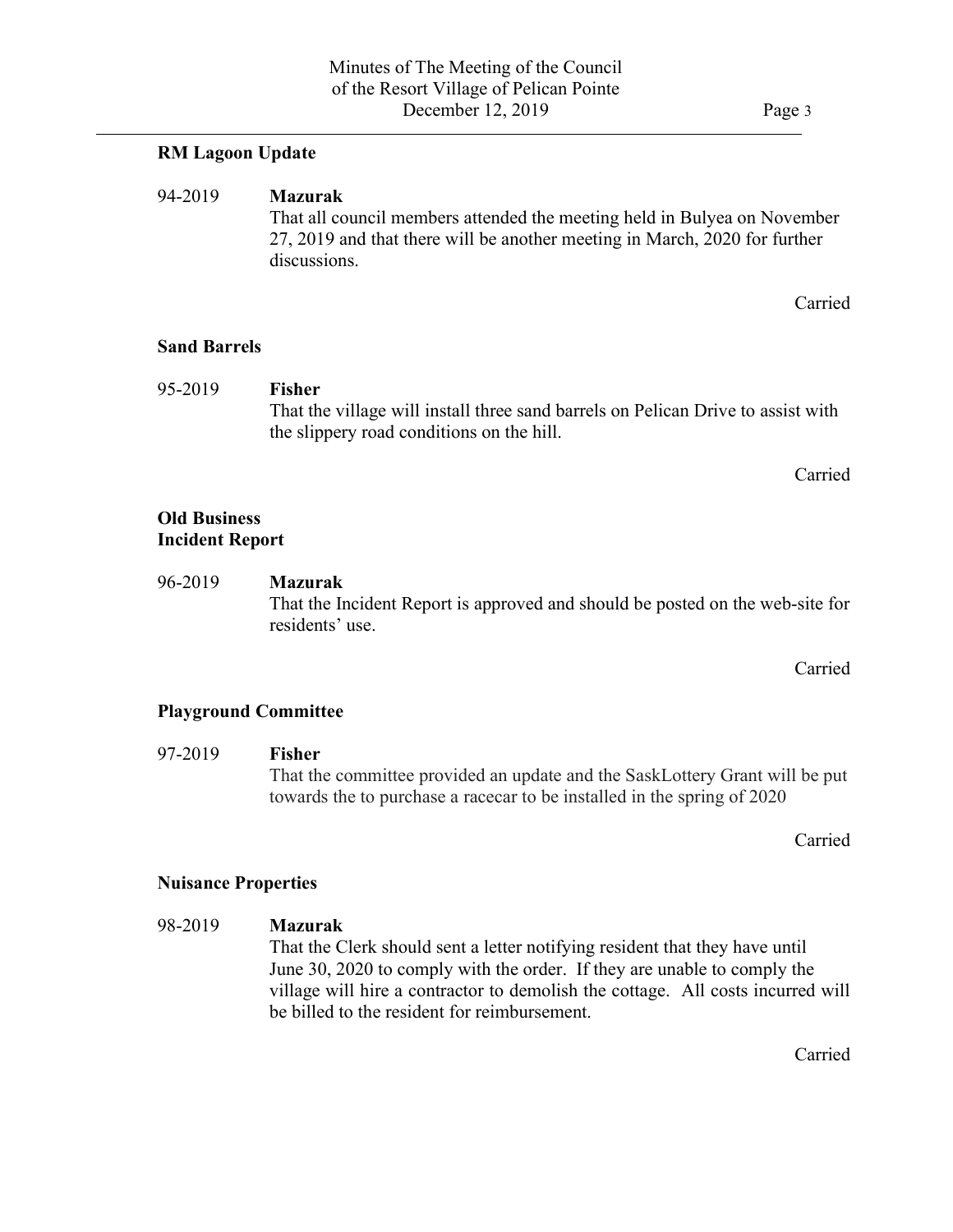**RM Lagoon Update**

94-2019 **Mazurak**
That all council members attended the meeting held in Bulyea on November 27, 2019 and that there will be another meeting in March, 2020 for further discussions.

Carried

**Sand Barrels**

95-2019 **Fisher**
That the village will install three sand barrels on Pelican Drive to assist with the slippery road conditions on the hill.

Carried

**Old Business**
**Incident Report**

96-2019 **Mazurak**
That the Incident Report is approved and should be posted on the web-site for residents' use.

Carried

**Playground Committee**

97-2019 **Fisher**
That the committee provided an update and the SaskLottery Grant will be put towards the to purchase a racecar to be installed in the spring of 2020

Carried

**Nuisance Properties**

98-2019 **Mazurak**
That the Clerk should sent a letter notifying resident that they have until June 30, 2020 to comply with the order. If they are unable to comply the village will hire a contractor to demolish the cottage. All costs incurred will be billed to the resident for reimbursement.

Carried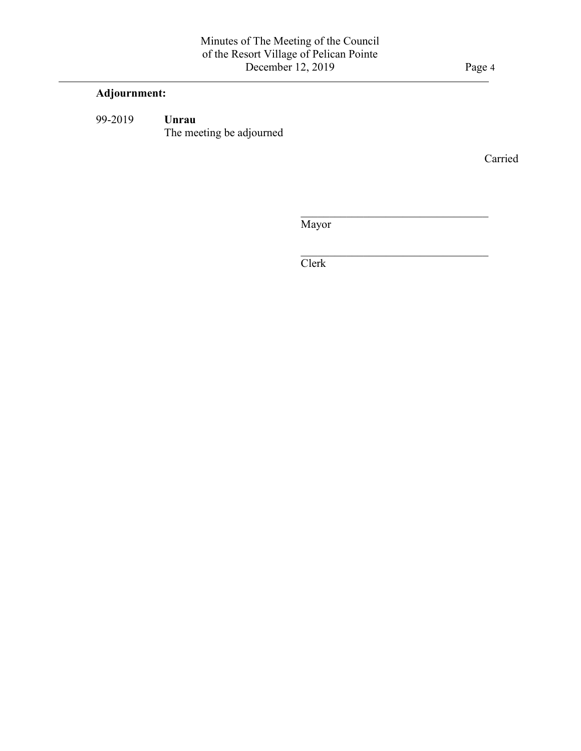**Adjournment:**

99-2019 **Unrau**
The meeting be adjourned

Carried

\_\_\_\_\_\_\_\_\_\_\_\_\_\_\_\_\_\_\_\_\_\_\_\_\_\_\_\_\_\_\_\_\_\_\_
Mayor

\_\_\_\_\_\_\_\_\_\_\_\_\_\_\_\_\_\_\_\_\_\_\_\_\_\_\_\_\_\_\_\_\_\_\_
Clerk